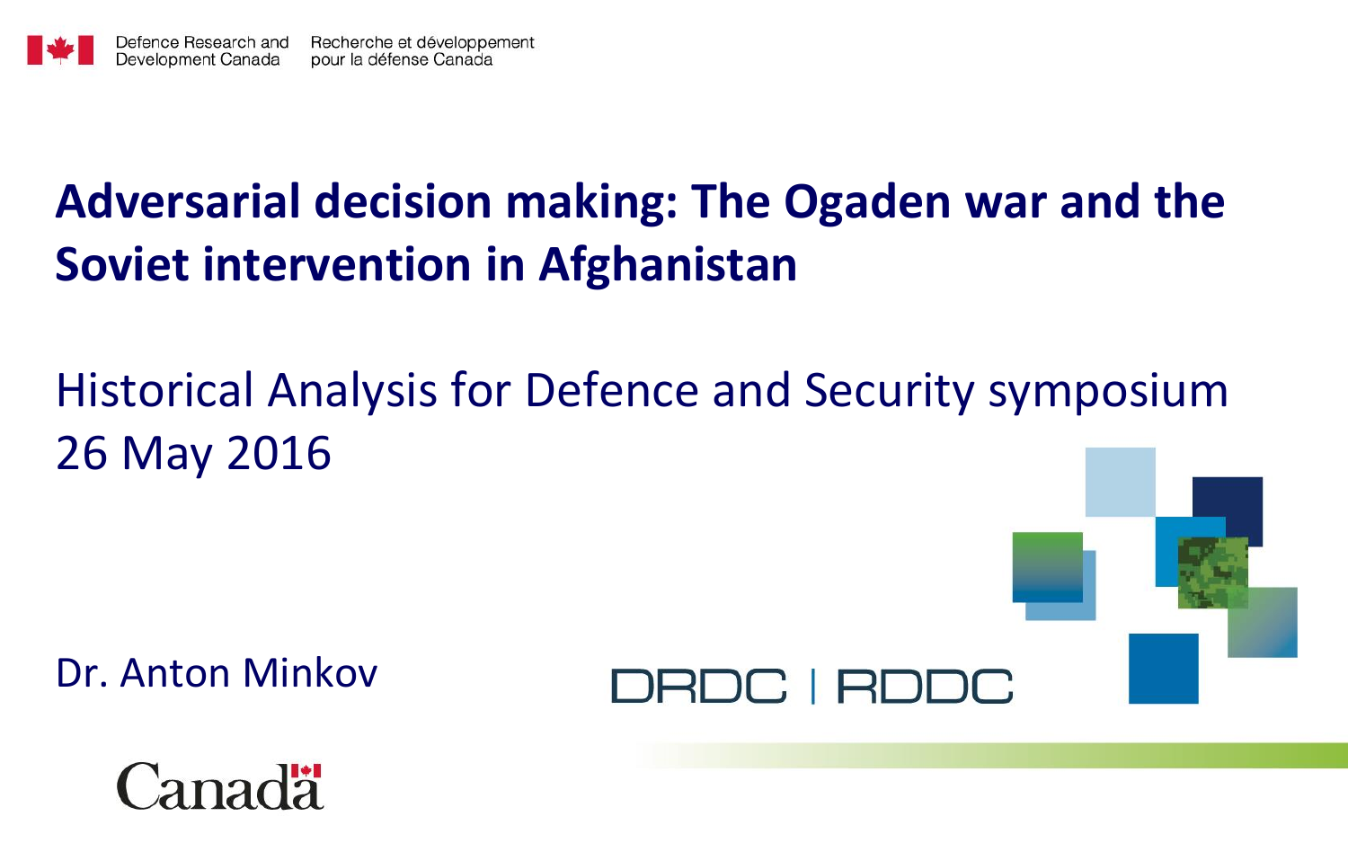Defence Research and Development Canada | Recherche et développement pour la défense Canada

# Adversarial decision making: The Ogaden war and the Soviet intervention in Afghanistan

## Historical Analysis for Defence and Security symposium
## 26 May 2016

Dr. Anton Minkov

DRDC | RDDC

Canada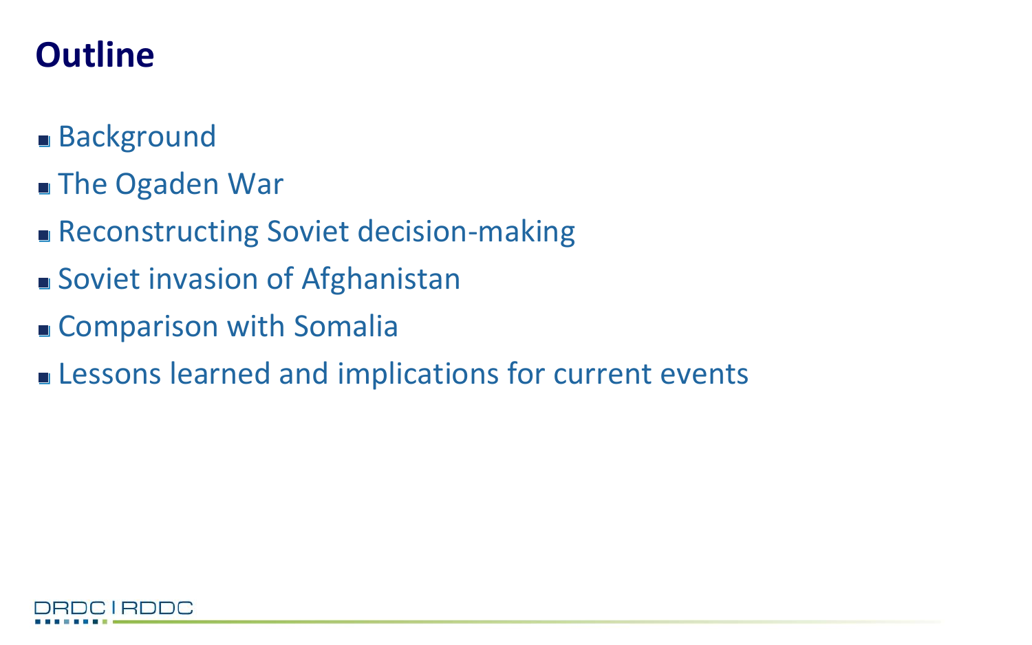# Outline

- Background
- The Ogaden War
- Reconstructing Soviet decision-making
- Soviet invasion of Afghanistan
- Comparison with Somalia
- Lessons learned and implications for current events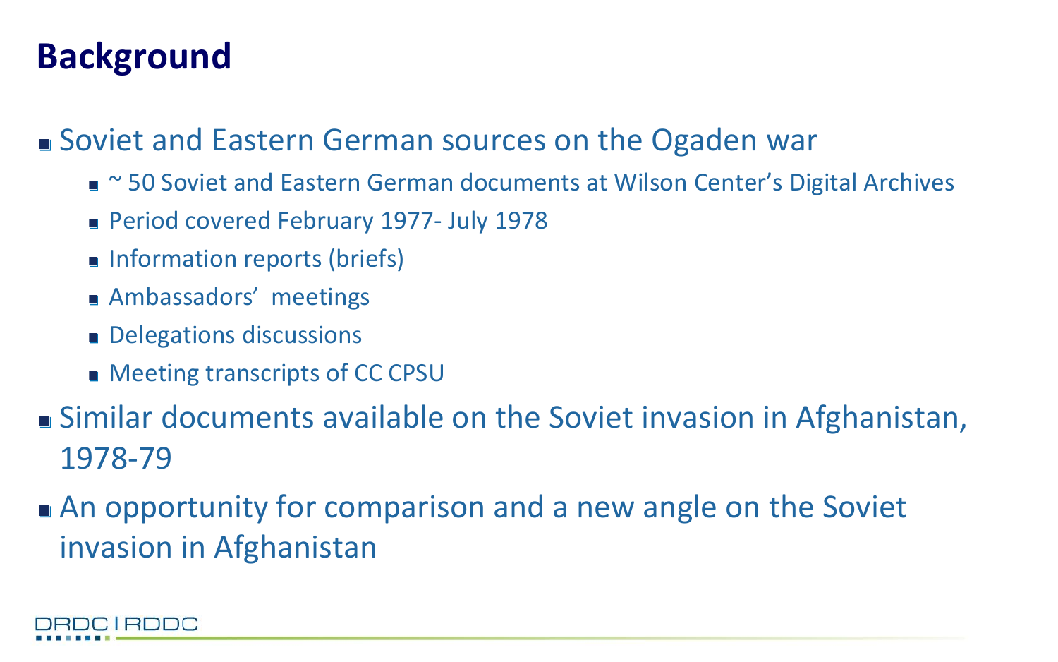# Background

- Soviet and Eastern German sources on the Ogaden war
  - ~ 50 Soviet and Eastern German documents at Wilson Center's Digital Archives
  - Period covered February 1977- July 1978
  - Information reports (briefs)
  - Ambassadors' meetings
  - Delegations discussions
  - Meeting transcripts of CC CPSU
- Similar documents available on the Soviet invasion in Afghanistan, 1978-79
- An opportunity for comparison and a new angle on the Soviet invasion in Afghanistan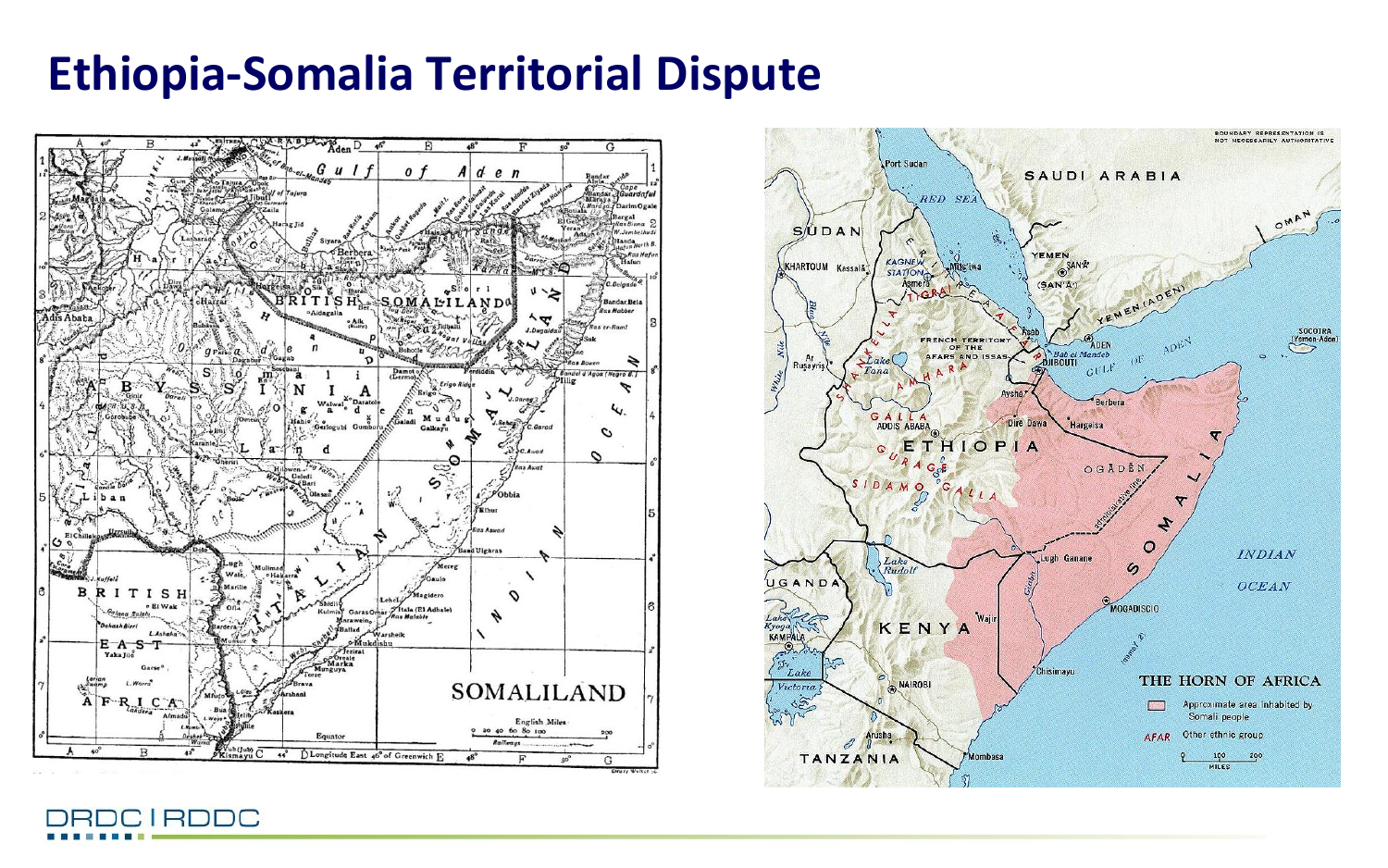# Ethiopia-Somalia Territorial Dispute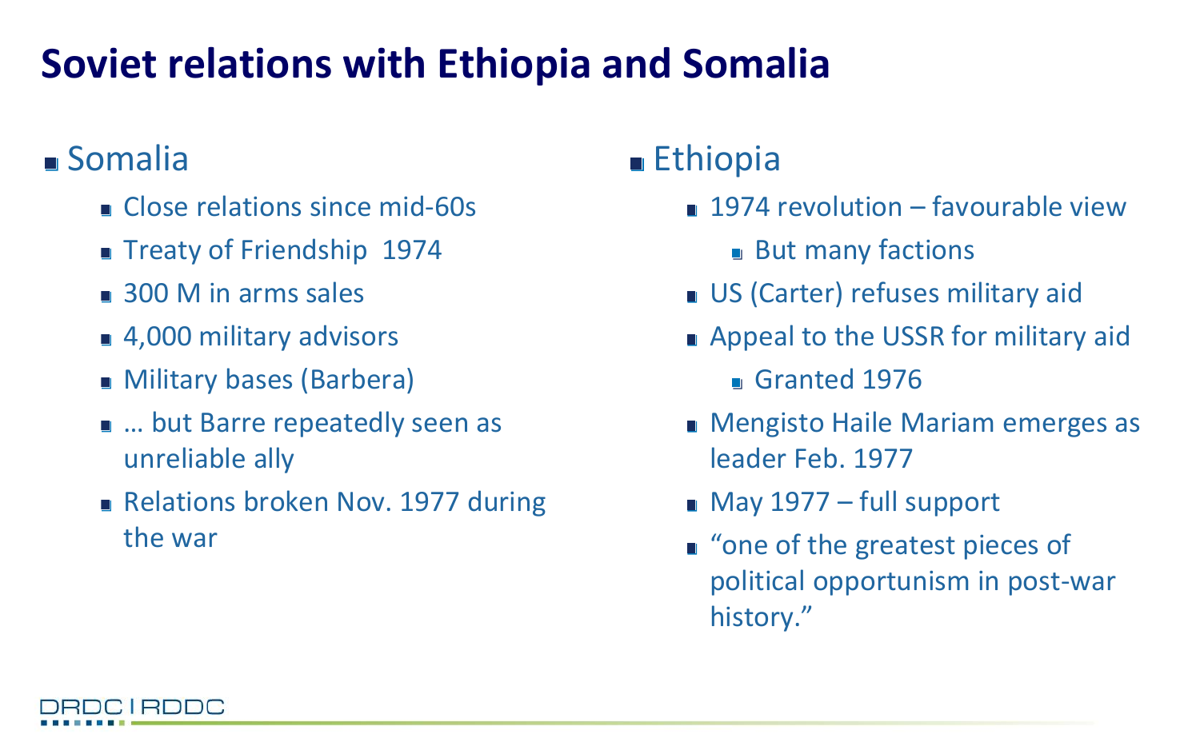# Soviet relations with Ethiopia and Somalia

- Somalia
  - Close relations since mid-60s
  - Treaty of Friendship 1974
  - 300 M in arms sales
  - 4,000 military advisors
  - Military bases (Barbera)
  - … but Barre repeatedly seen as unreliable ally
  - Relations broken Nov. 1977 during the war

- Ethiopia
  - 1974 revolution – favourable view
    - But many factions
  - US (Carter) refuses military aid
  - Appeal to the USSR for military aid
    - Granted 1976
  - Mengisto Haile Mariam emerges as leader Feb. 1977
  - May 1977 – full support
  - "one of the greatest pieces of political opportunism in post-war history."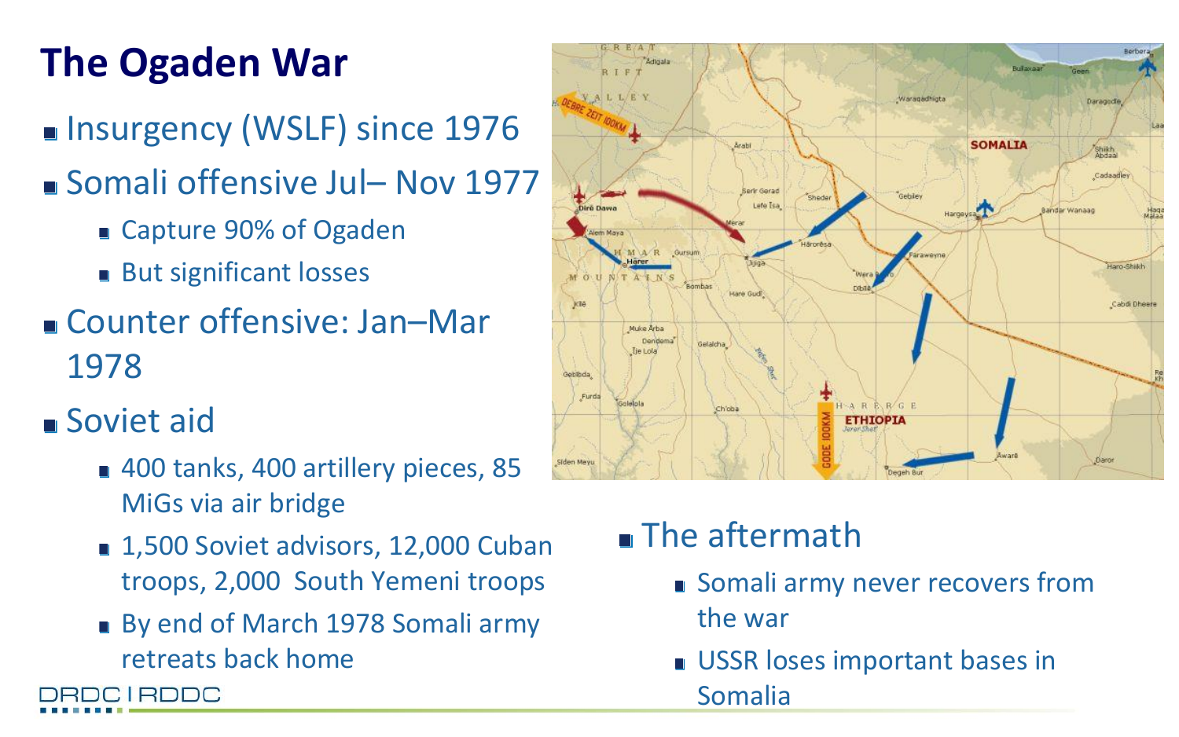# The Ogaden War

- Insurgency (WSLF) since 1976
- Somali offensive Jul– Nov 1977
  - Capture 90% of Ogaden
  - But significant losses
- Counter offensive: Jan–Mar 1978
- Soviet aid
  - 400 tanks, 400 artillery pieces, 85 MiGs via air bridge
  - 1,500 Soviet advisors, 12,000 Cuban troops, 2,000 South Yemeni troops
  - By end of March 1978 Somali army retreats back home

- The aftermath
  - Somali army never recovers from the war
  - USSR loses important bases in Somalia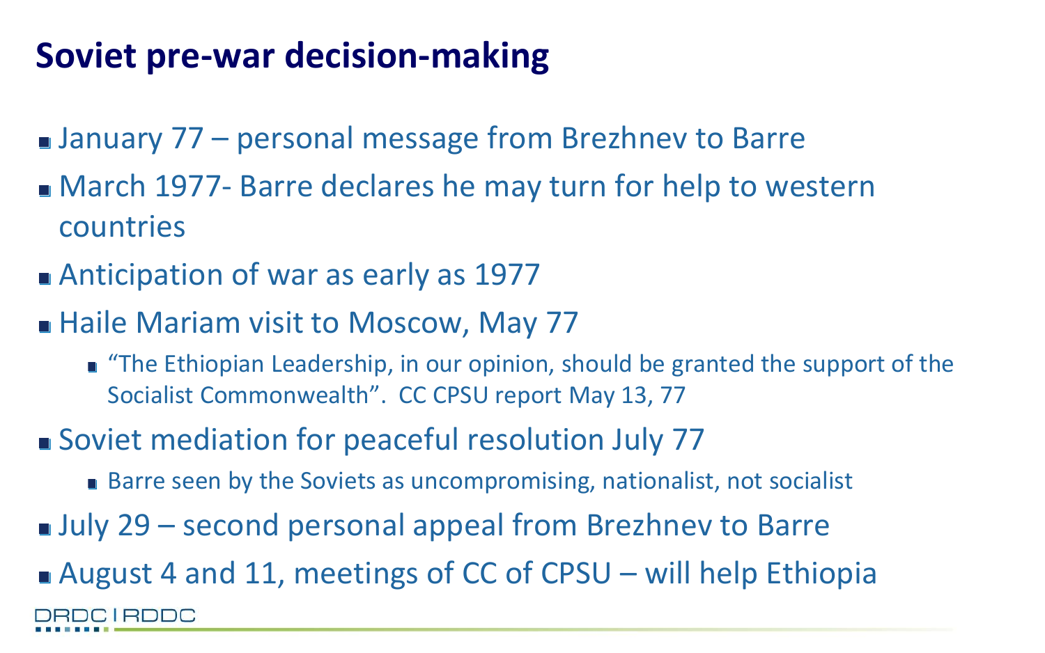# Soviet pre-war decision-making

- January 77 – personal message from Brezhnev to Barre
- March 1977- Barre declares he may turn for help to western countries
- Anticipation of war as early as 1977
- Haile Mariam visit to Moscow, May 77
  - “The Ethiopian Leadership, in our opinion, should be granted the support of the Socialist Commonwealth”. CC CPSU report May 13, 77
- Soviet mediation for peaceful resolution July 77
  - Barre seen by the Soviets as uncompromising, nationalist, not socialist
- July 29 – second personal appeal from Brezhnev to Barre
- August 4 and 11, meetings of CC of CPSU – will help Ethiopia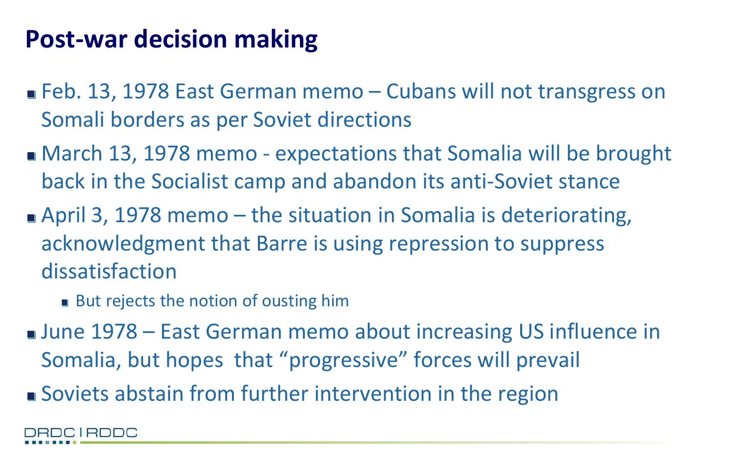# Post-war decision making

- Feb. 13, 1978 East German memo – Cubans will not transgress on Somali borders as per Soviet directions
- March 13, 1978 memo - expectations that Somalia will be brought back in the Socialist camp and abandon its anti-Soviet stance
- April 3, 1978 memo – the situation in Somalia is deteriorating, acknowledgment that Barre is using repression to suppress dissatisfaction
  - But rejects the notion of ousting him
- June 1978 – East German memo about increasing US influence in Somalia, but hopes that “progressive” forces will prevail
- Soviets abstain from further intervention in the region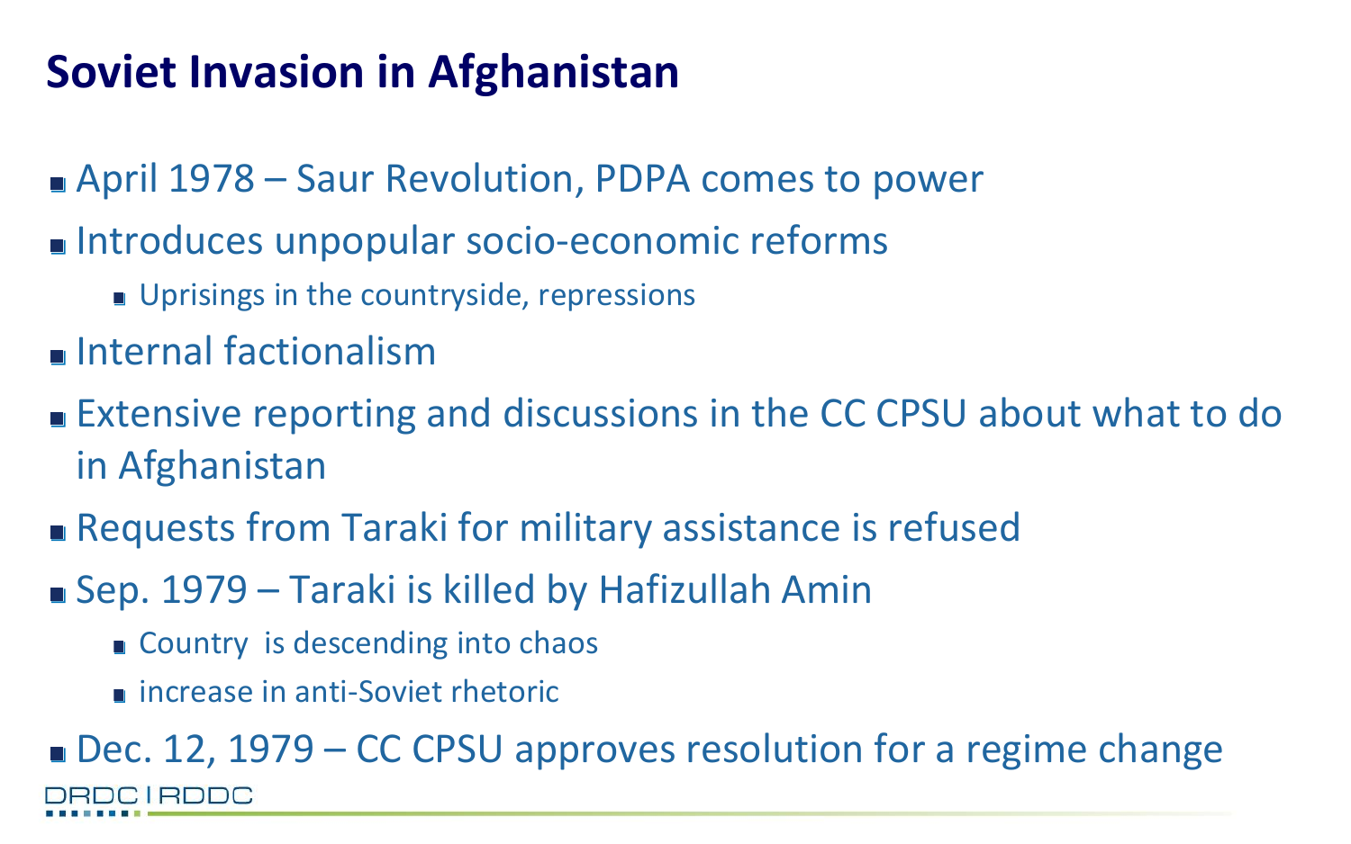# Soviet Invasion in Afghanistan

- April 1978 – Saur Revolution, PDPA comes to power
- Introduces unpopular socio-economic reforms
  - Uprisings in the countryside, repressions
- Internal factionalism
- Extensive reporting and discussions in the CC CPSU about what to do in Afghanistan
- Requests from Taraki for military assistance is refused
- Sep. 1979 – Taraki is killed by Hafizullah Amin
  - Country is descending into chaos
  - increase in anti-Soviet rhetoric
- Dec. 12, 1979 – CC CPSU approves resolution for a regime change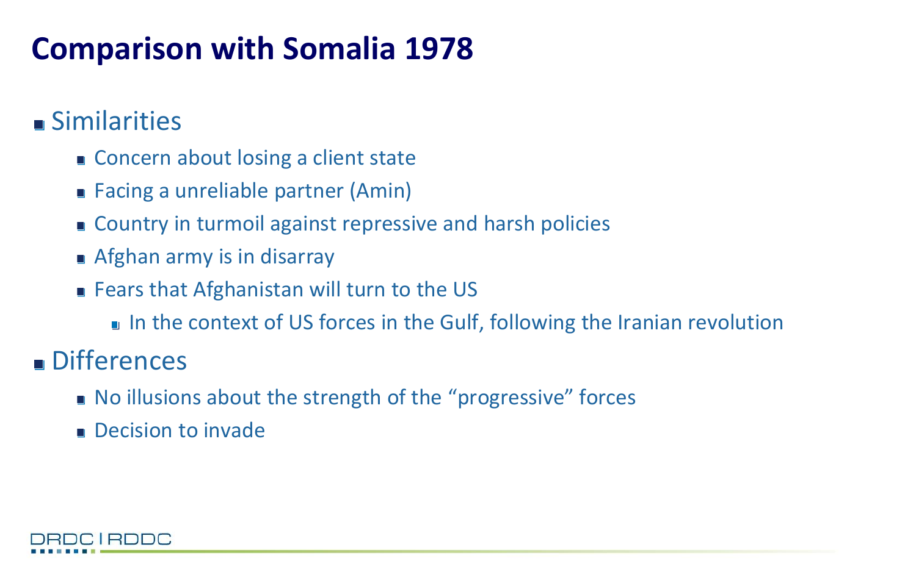# Comparison with Somalia 1978

- Similarities
  - Concern about losing a client state
  - Facing a unreliable partner (Amin)
  - Country in turmoil against repressive and harsh policies
  - Afghan army is in disarray
  - Fears that Afghanistan will turn to the US
    - In the context of US forces in the Gulf, following the Iranian revolution
- Differences
  - No illusions about the strength of the "progressive" forces
  - Decision to invade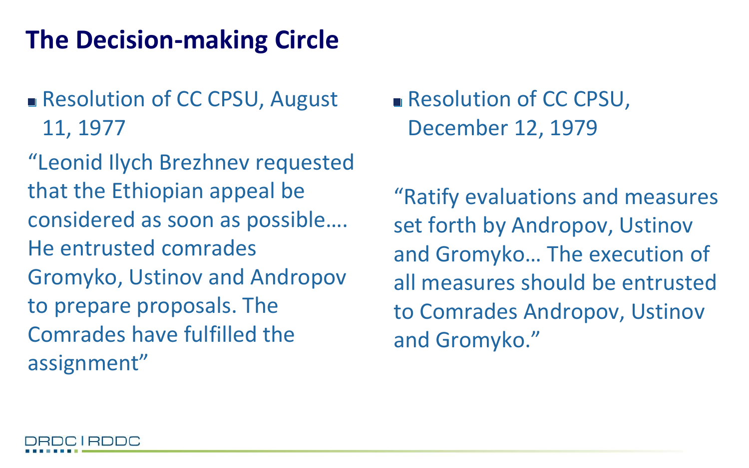# The Decision-making Circle

- Resolution of CC CPSU, August 11, 1977

"Leonid Ilych Brezhnev requested that the Ethiopian appeal be considered as soon as possible…. He entrusted comrades Gromyko, Ustinov and Andropov to prepare proposals. The Comrades have fulfilled the assignment"

- Resolution of CC CPSU, December 12, 1979

"Ratify evaluations and measures set forth by Andropov, Ustinov and Gromyko… The execution of all measures should be entrusted to Comrades Andropov, Ustinov and Gromyko."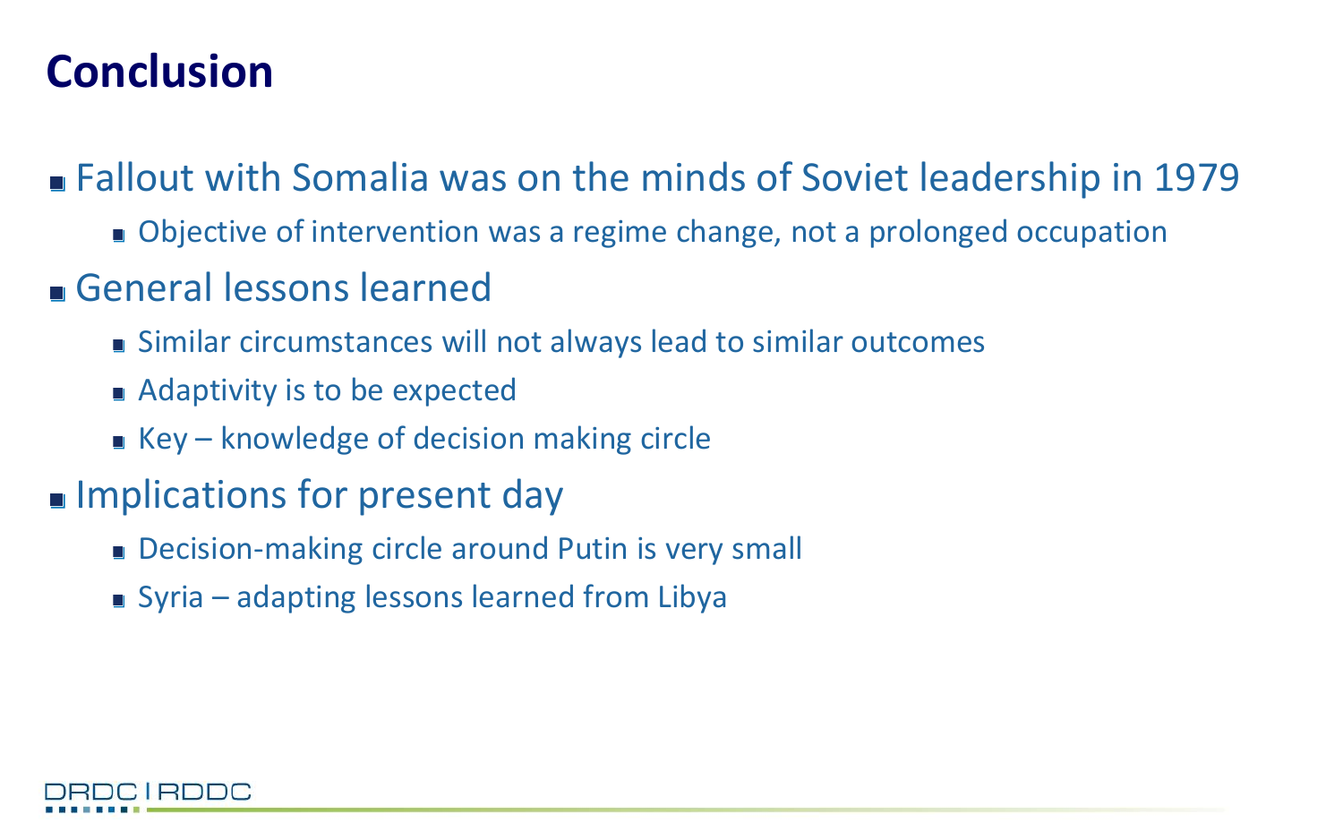# Conclusion

- Fallout with Somalia was on the minds of Soviet leadership in 1979
  - Objective of intervention was a regime change, not a prolonged occupation
- General lessons learned
  - Similar circumstances will not always lead to similar outcomes
  - Adaptivity is to be expected
  - Key – knowledge of decision making circle
- Implications for present day
  - Decision-making circle around Putin is very small
  - Syria – adapting lessons learned from Libya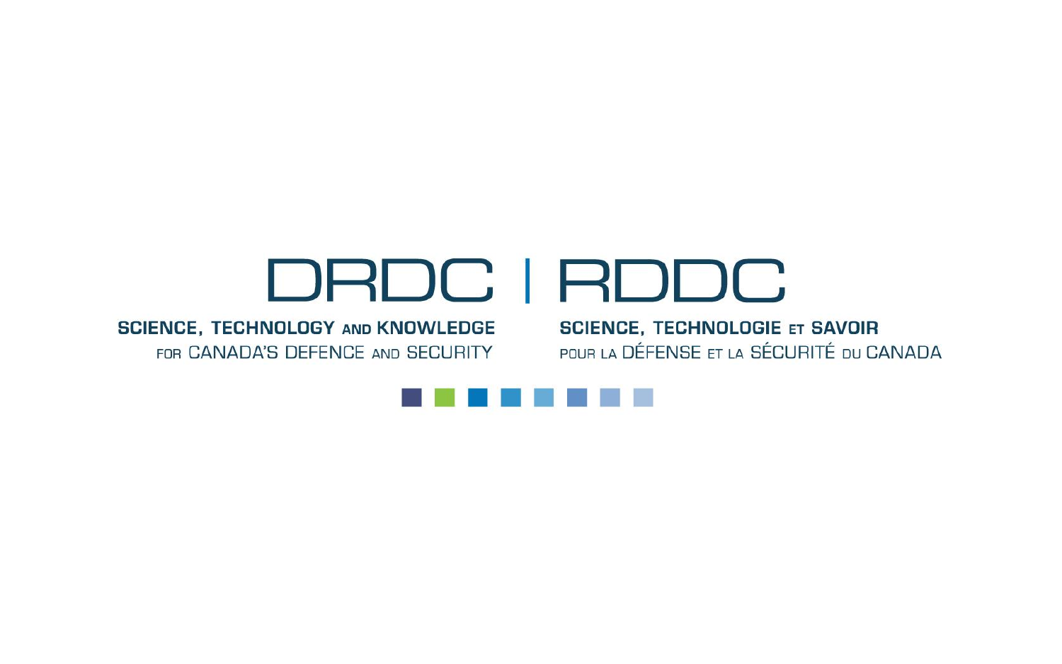# DRDC | RDDC

**SCIENCE, TECHNOLOGY AND KNOWLEDGE**
FOR CANADA'S DEFENCE AND SECURITY

**SCIENCE, TECHNOLOGIE ET SAVOIR**
POUR LA DÉFENSE ET LA SÉCURITÉ DU CANADA